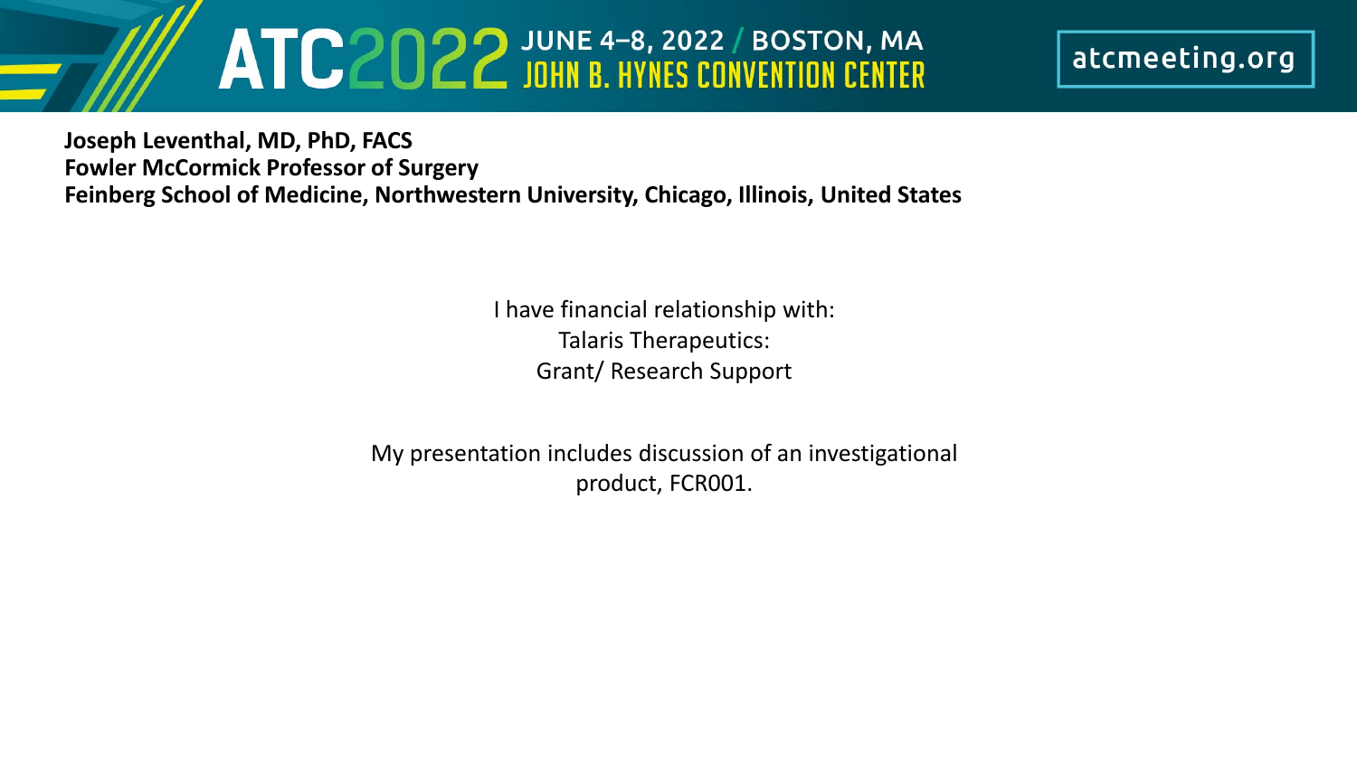**Joseph Leventhal, MD, PhD, FACS**
**Fowler McCormick Professor of Surgery**
**Feinberg School of Medicine, Northwestern University, Chicago, Illinois, United States**

I have financial relationship with:
Talaris Therapeutics:
Grant/ Research Support

My presentation includes discussion of an investigational product, FCR001.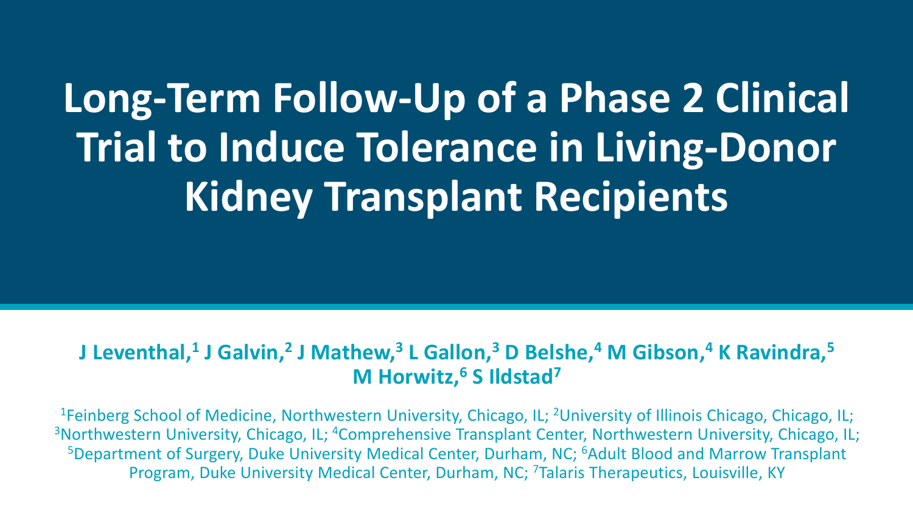# Long-Term Follow-Up of a Phase 2 Clinical Trial to Induce Tolerance in Living-Donor Kidney Transplant Recipients

**J Leventhal,[1] J Galvin,[2] J Mathew,[3] L Gallon,[3] D Belshe,[4] M Gibson,[4] K Ravindra,[5] M Horwitz,[6] S Ildstad[7]**

[1]Feinberg School of Medicine, Northwestern University, Chicago, IL; [2]University of Illinois Chicago, Chicago, IL; [3]Northwestern University, Chicago, IL; [4]Comprehensive Transplant Center, Northwestern University, Chicago, IL; [5]Department of Surgery, Duke University Medical Center, Durham, NC; [6]Adult Blood and Marrow Transplant Program, Duke University Medical Center, Durham, NC; [7]Talaris Therapeutics, Louisville, KY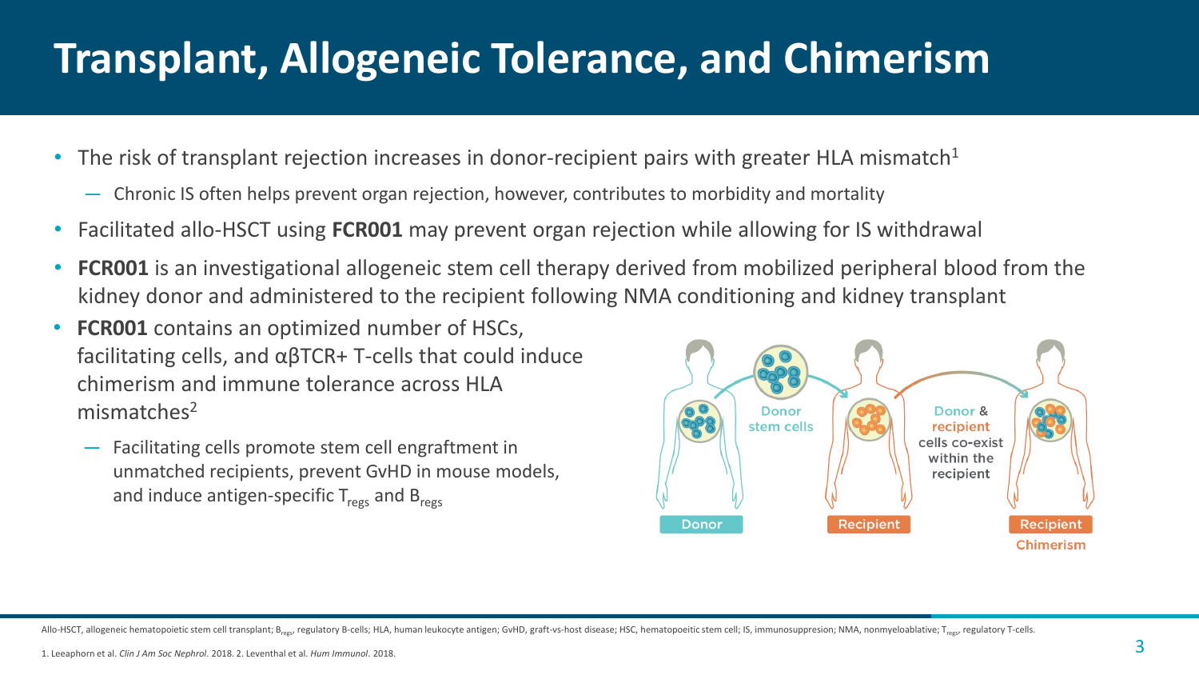# Transplant, Allogeneic Tolerance, and Chimerism

- The risk of transplant rejection increases in donor-recipient pairs with greater HLA mismatch[1]
  - Chronic IS often helps prevent organ rejection, however, contributes to morbidity and mortality
- Facilitated allo-HSCT using **FCR001** may prevent organ rejection while allowing for IS withdrawal
- **FCR001** is an investigational allogeneic stem cell therapy derived from mobilized peripheral blood from the kidney donor and administered to the recipient following NMA conditioning and kidney transplant
- **FCR001** contains an optimized number of HSCs, facilitating cells, and αβTCR+ T-cells that could induce chimerism and immune tolerance across HLA mismatches[2]
  - Facilitating cells promote stem cell engraftment in unmatched recipients, prevent GvHD in mouse models, and induce antigen-specific $T_{regs}$ and $B_{regs}$

Donor stem cells

Donor & recipient cells co-exist within the recipient

Donor | Recipient | Recipient Chimerism

Allo-HSCT, allogeneic hematopoietic stem cell transplant; $B_{regs}$, regulatory B-cells; HLA, human leukocyte antigen; GvHD, graft-vs-host disease; HSC, hematopoeitic stem cell; IS, immunosuppresion; NMA, nonmyeloablative; $T_{regs}$, regulatory T-cells.

1. Leeaphorn et al. *Clin J Am Soc Nephrol*. 2018. 2. Leventhal et al. *Hum Immunol*. 2018.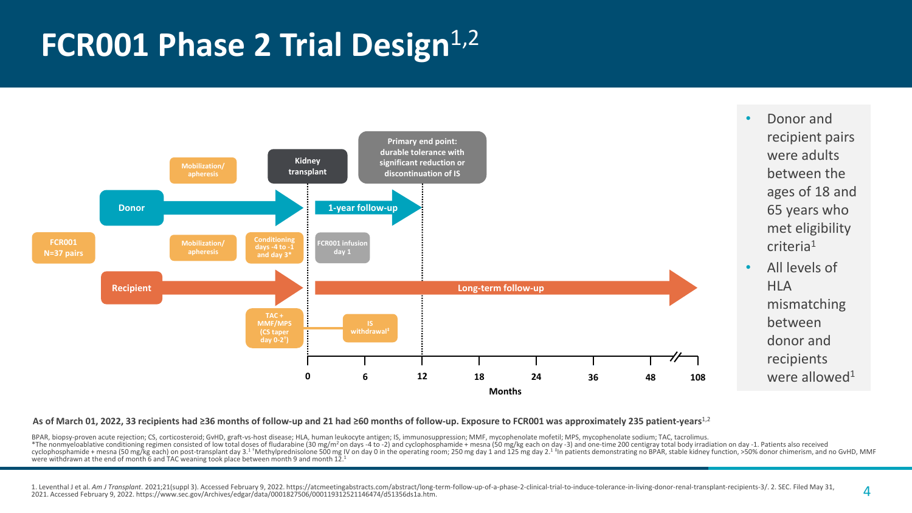# FCR001 Phase 2 Trial Design[1,2]

FCR001
N=37 pairs

Donor

- Mobilization/ apheresis
- Kidney transplant
- 1-year follow-up
- Primary end point: durable tolerance with significant reduction or discontinuation of IS

Recipient

- Mobilization/ apheresis
- Conditioning days -4 to -1 and day 3*
- FCR001 infusion day 1
- TAC + MMF/MPS (CS taper day 0-2†)
- IS withdrawal‡
- Long-term follow-up

Months: 0, 6, 12, 18, 24, 36, 48, 108

- Donor and recipient pairs were adults between the ages of 18 and 65 years who met eligibility criteria[1]
- All levels of HLA mismatching between donor and recipients were allowed[1]

**As of March 01, 2022, 33 recipients had ≥36 months of follow-up and 21 had ≥60 months of follow-up. Exposure to FCR001 was approximately 235 patient-years**[1,2]

BPAR, biopsy-proven acute rejection; CS, corticosteroid; GvHD, graft-vs-host disease; HLA, human leukocyte antigen; IS, immunosuppression; MMF, mycophenolate mofetil; MPS, mycophenolate sodium; TAC, tacrolimus.
*The nonmyeloablative conditioning regimen consisted of low total doses of fludarabine (30 mg/$m^2$ on days -4 to -2) and cyclophosphamide + mesna (50 mg/kg each on day -3) and one-time 200 centigray total body irradiation on day -1. Patients also received cyclophosphamide + mesna (50 mg/kg each) on post-transplant day 3.[1] †Methylprednisolone 500 mg IV on day 0 in the operating room; 250 mg day 1 and 125 mg day 2.[1] ‡In patients demonstrating no BPAR, stable kidney function, >50% donor chimerism, and no GvHD, MMF were withdrawn at the end of month 6 and TAC weaning took place between month 9 and month 12.[1]

1. Leventhal J et al. *Am J Transplant*. 2021;21(suppl 3). Accessed February 9, 2022. https://atcmeetingabstracts.com/abstract/long-term-follow-up-of-a-phase-2-clinical-trial-to-induce-tolerance-in-living-donor-renal-transplant-recipients-3/. 2. SEC. Filed May 31, 2021. Accessed February 9, 2022. https://www.sec.gov/Archives/edgar/data/0001827506/000119312521146474/d51356ds1a.htm.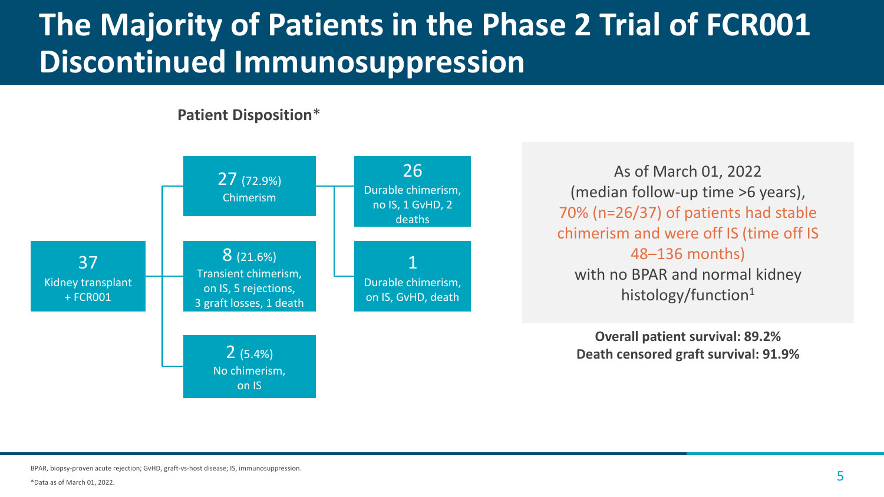# The Majority of Patients in the Phase 2 Trial of FCR001 Discontinued Immunosuppression

**Patient Disposition***

37
Kidney transplant + FCR001

- 27 (72.9%) Chimerism
  - 26 Durable chimerism, no IS, 1 GvHD, 2 deaths
  - 1 Durable chimerism, on IS, GvHD, death
- 8 (21.6%) Transient chimerism, on IS, 5 rejections, 3 graft losses, 1 death
- 2 (5.4%) No chimerism, on IS

As of March 01, 2022 (median follow-up time >6 years), 70% (n=26/37) of patients had stable chimerism and were off IS (time off IS 48–136 months) with no BPAR and normal kidney histology/function[1]

**Overall patient survival: 89.2%**
**Death censored graft survival: 91.9%**

BPAR, biopsy-proven acute rejection; GvHD, graft-vs-host disease; IS, immunosuppression.

*Data as of March 01, 2022.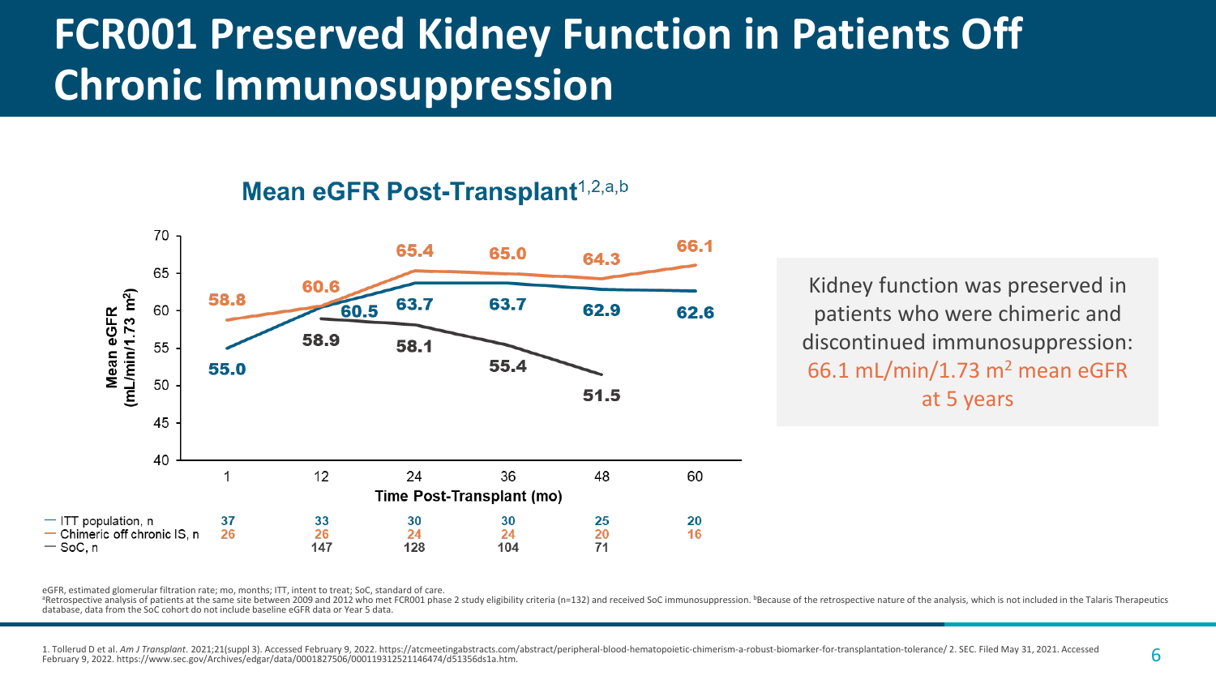# FCR001 Preserved Kidney Function in Patients Off Chronic Immunosuppression

## Mean eGFR Post-Transplant[1,2,a,b]

| Time Post-Transplant (mo) | 1 | 12 | 24 | 36 | 48 | 60 |
|---|---|---|---|---|---|---|
| ITT population, mean eGFR | 55.0 | 60.5 | 63.7 | 63.7 | 62.9 | 62.6 |
| Chimeric off chronic IS, mean eGFR | 58.8 | 60.6 | 65.4 | 65.0 | 64.3 | 66.1 |
| SoC, mean eGFR | | 58.9 | 58.1 | 55.4 | 51.5 | |
| ITT population, n | 37 | 33 | 30 | 30 | 25 | 20 |
| Chimeric off chronic IS, n | 26 | 26 | 24 | 24 | 20 | 16 |
| SoC, n | | 147 | 128 | 104 | 71 | |

Mean eGFR (mL/min/1.73 m$^2$)

Kidney function was preserved in patients who were chimeric and discontinued immunosuppression: 66.1 mL/min/1.73 m$^2$ mean eGFR at 5 years

eGFR, estimated glomerular filtration rate; mo, months; ITT, intent to treat; SoC, standard of care.

[a]Retrospective analysis of patients at the same site between 2009 and 2012 who met FCR001 phase 2 study eligibility criteria (n=132) and received SoC immunosuppression. [b]Because of the retrospective nature of the analysis, which is not included in the Talaris Therapeutics database, data from the SoC cohort do not include baseline eGFR data or Year 5 data.

1. Tollerud D et al. *Am J Transplant*. 2021;21(suppl 3). Accessed February 9, 2022. https://atcmeetingabstracts.com/abstract/peripheral-blood-hematopoietic-chimerism-a-robust-biomarker-for-transplantation-tolerance/ 2. SEC. Filed May 31, 2021. Accessed February 9, 2022. https://www.sec.gov/Archives/edgar/data/0001827506/000119312521146474/d51356ds1a.htm.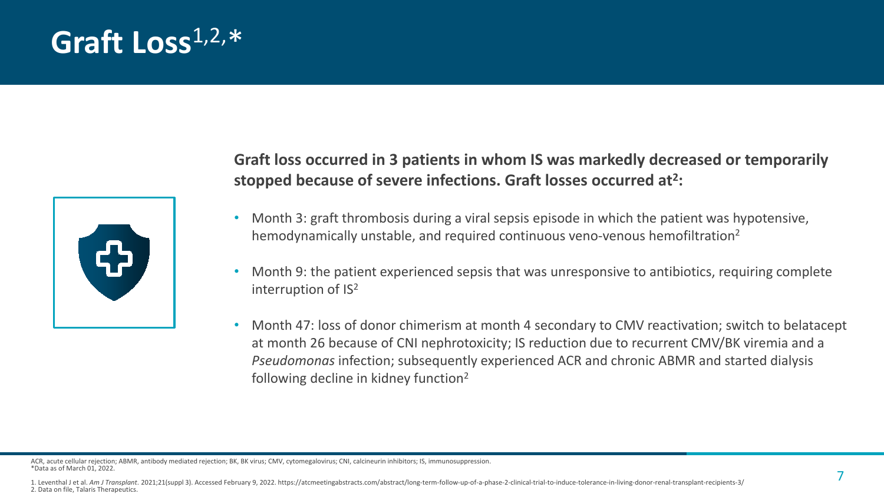# Graft Loss[1,2,*]

**Graft loss occurred in 3 patients in whom IS was markedly decreased or temporarily stopped because of severe infections. Graft losses occurred at[2]:**

- Month 3: graft thrombosis during a viral sepsis episode in which the patient was hypotensive, hemodynamically unstable, and required continuous veno-venous hemofiltration[2]
- Month 9: the patient experienced sepsis that was unresponsive to antibiotics, requiring complete interruption of IS[2]
- Month 47: loss of donor chimerism at month 4 secondary to CMV reactivation; switch to belatacept at month 26 because of CNI nephrotoxicity; IS reduction due to recurrent CMV/BK viremia and a *Pseudomonas* infection; subsequently experienced ACR and chronic ABMR and started dialysis following decline in kidney function[2]

ACR, acute cellular rejection; ABMR, antibody mediated rejection; BK, BK virus; CMV, cytomegalovirus; CNI, calcineurin inhibitors; IS, immunosuppression.
*Data as of March 01, 2022.

1. Leventhal J et al. *Am J Transplant*. 2021;21(suppl 3). Accessed February 9, 2022. https://atcmeetingabstracts.com/abstract/long-term-follow-up-of-a-phase-2-clinical-trial-to-induce-tolerance-in-living-donor-renal-transplant-recipients-3/
2. Data on file, Talaris Therapeutics.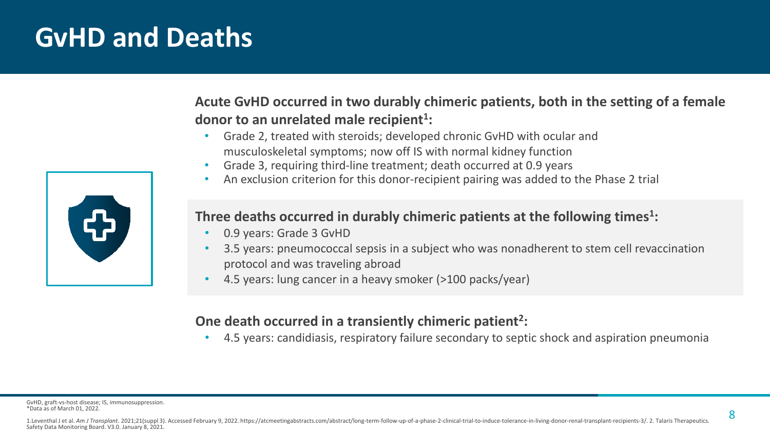# GvHD and Deaths

**Acute GvHD occurred in two durably chimeric patients, both in the setting of a female donor to an unrelated male recipient[1]:**

- Grade 2, treated with steroids; developed chronic GvHD with ocular and musculoskeletal symptoms; now off IS with normal kidney function
- Grade 3, requiring third-line treatment; death occurred at 0.9 years
- An exclusion criterion for this donor-recipient pairing was added to the Phase 2 trial

**Three deaths occurred in durably chimeric patients at the following times[1]:**

- 0.9 years: Grade 3 GvHD
- 3.5 years: pneumococcal sepsis in a subject who was nonadherent to stem cell revaccination protocol and was traveling abroad
- 4.5 years: lung cancer in a heavy smoker (>100 packs/year)

**One death occurred in a transiently chimeric patient[2]:**

- 4.5 years: candidiasis, respiratory failure secondary to septic shock and aspiration pneumonia

GvHD, graft-vs-host disease; IS, immunosuppression.
*Data as of March 01, 2022.

1.Leventhal J et al. *Am J Transplant*. 2021;21(suppl 3). Accessed February 9, 2022. https://atcmeetingabstracts.com/abstract/long-term-follow-up-of-a-phase-2-clinical-trial-to-induce-tolerance-in-living-donor-renal-transplant-recipients-3/. 2. Talaris Therapeutics. Safety Data Monitoring Board. V3.0. January 8, 2021.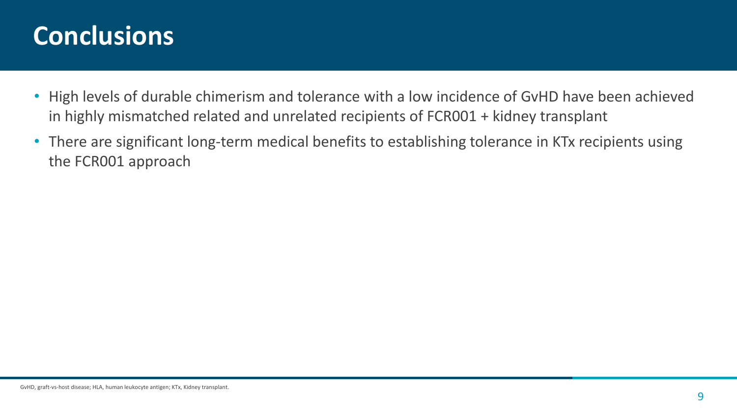# Conclusions

- High levels of durable chimerism and tolerance with a low incidence of GvHD have been achieved in highly mismatched related and unrelated recipients of FCR001 + kidney transplant
- There are significant long-term medical benefits to establishing tolerance in KTx recipients using the FCR001 approach

GvHD, graft-vs-host disease; HLA, human leukocyte antigen; KTx, Kidney transplant.